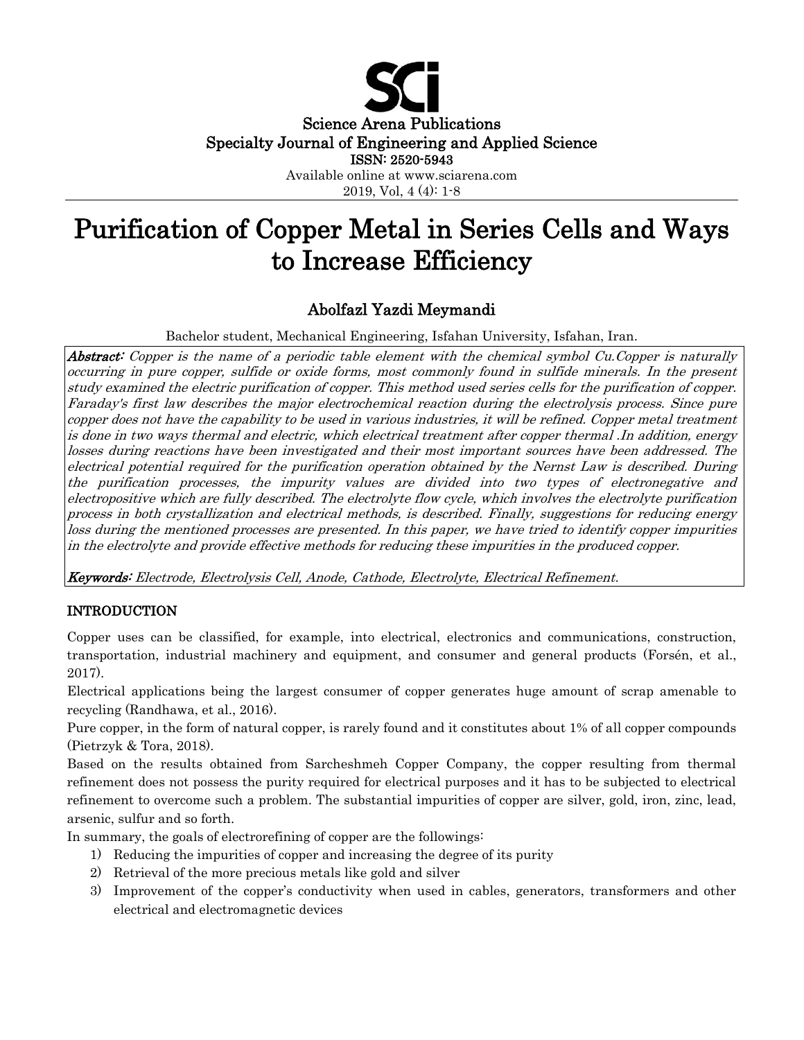Science Arena Publications
Specialty Journal of Engineering and Applied Science
ISSN: 2520-5943
Available online at www.sciarena.com
2019, Vol, 4 (4): 1-8

# Purification of Copper Metal in Series Cells and Ways to Increase Efficiency

## Abolfazl Yazdi Meymandi

Bachelor student, Mechanical Engineering, Isfahan University, Isfahan, Iran.

***Abstract:*** *Copper is the name of a periodic table element with the chemical symbol Cu.Copper is naturally occurring in pure copper, sulfide or oxide forms, most commonly found in sulfide minerals. In the present study examined the electric purification of copper. This method used series cells for the purification of copper. Faraday's first law describes the major electrochemical reaction during the electrolysis process. Since pure copper does not have the capability to be used in various industries, it will be refined. Copper metal treatment is done in two ways thermal and electric, which electrical treatment after copper thermal .In addition, energy losses during reactions have been investigated and their most important sources have been addressed. The electrical potential required for the purification operation obtained by the Nernst Law is described. During the purification processes, the impurity values are divided into two types of electronegative and electropositive which are fully described. The electrolyte flow cycle, which involves the electrolyte purification process in both crystallization and electrical methods, is described. Finally, suggestions for reducing energy loss during the mentioned processes are presented. In this paper, we have tried to identify copper impurities in the electrolyte and provide effective methods for reducing these impurities in the produced copper.*

***Keywords:*** *Electrode, Electrolysis Cell, Anode, Cathode, Electrolyte, Electrical Refinement.*

## INTRODUCTION

Copper uses can be classified, for example, into electrical, electronics and communications, construction, transportation, industrial machinery and equipment, and consumer and general products (Forsén, et al., 2017).

Electrical applications being the largest consumer of copper generates huge amount of scrap amenable to recycling (Randhawa, et al., 2016).

Pure copper, in the form of natural copper, is rarely found and it constitutes about 1% of all copper compounds (Pietrzyk & Tora, 2018).

Based on the results obtained from Sarcheshmeh Copper Company, the copper resulting from thermal refinement does not possess the purity required for electrical purposes and it has to be subjected to electrical refinement to overcome such a problem. The substantial impurities of copper are silver, gold, iron, zinc, lead, arsenic, sulfur and so forth.

In summary, the goals of electrorefining of copper are the followings:

1) Reducing the impurities of copper and increasing the degree of its purity
2) Retrieval of the more precious metals like gold and silver
3) Improvement of the copper's conductivity when used in cables, generators, transformers and other electrical and electromagnetic devices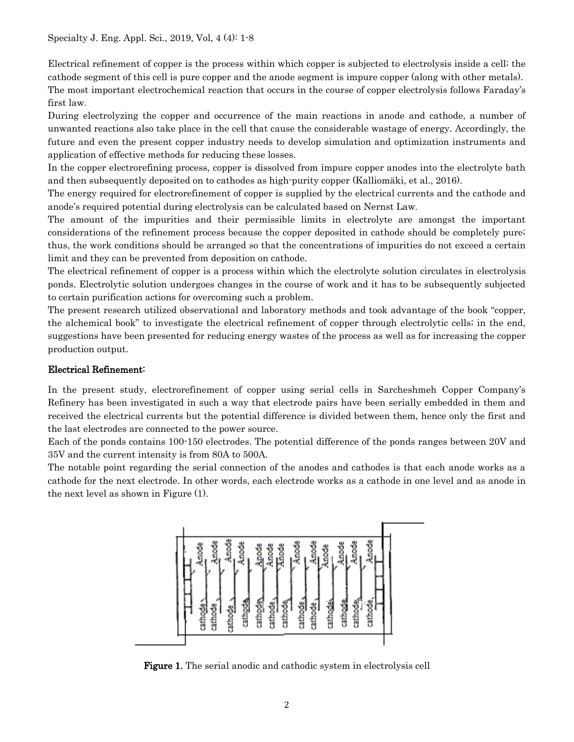Electrical refinement of copper is the process within which copper is subjected to electrolysis inside a cell; the cathode segment of this cell is pure copper and the anode segment is impure copper (along with other metals). The most important electrochemical reaction that occurs in the course of copper electrolysis follows Faraday's first law.

During electrolyzing the copper and occurrence of the main reactions in anode and cathode, a number of unwanted reactions also take place in the cell that cause the considerable wastage of energy. Accordingly, the future and even the present copper industry needs to develop simulation and optimization instruments and application of effective methods for reducing these losses.

In the copper electrorefining process, copper is dissolved from impure copper anodes into the electrolyte bath and then subsequently deposited on to cathodes as high-purity copper (Kalliomäki, et al., 2016).

The energy required for electrorefinement of copper is supplied by the electrical currents and the cathode and anode's required potential during electrolysis can be calculated based on Nernst Law.

The amount of the impurities and their permissible limits in electrolyte are amongst the important considerations of the refinement process because the copper deposited in cathode should be completely pure; thus, the work conditions should be arranged so that the concentrations of impurities do not exceed a certain limit and they can be prevented from deposition on cathode.

The electrical refinement of copper is a process within which the electrolyte solution circulates in electrolysis ponds. Electrolytic solution undergoes changes in the course of work and it has to be subsequently subjected to certain purification actions for overcoming such a problem.

The present research utilized observational and laboratory methods and took advantage of the book "copper, the alchemical book" to investigate the electrical refinement of copper through electrolytic cells; in the end, suggestions have been presented for reducing energy wastes of the process as well as for increasing the copper production output.

## Electrical Refinement:

In the present study, electrorefinement of copper using serial cells in Sarcheshmeh Copper Company's Refinery has been investigated in such a way that electrode pairs have been serially embedded in them and received the electrical currents but the potential difference is divided between them, hence only the first and the last electrodes are connected to the power source.

Each of the ponds contains 100-150 electrodes. The potential difference of the ponds ranges between 20V and 35V and the current intensity is from 80A to 500A.

The notable point regarding the serial connection of the anodes and cathodes is that each anode works as a cathode for the next electrode. In other words, each electrode works as a cathode in one level and as anode in the next level as shown in Figure (1).

**Figure 1.** The serial anodic and cathodic system in electrolysis cell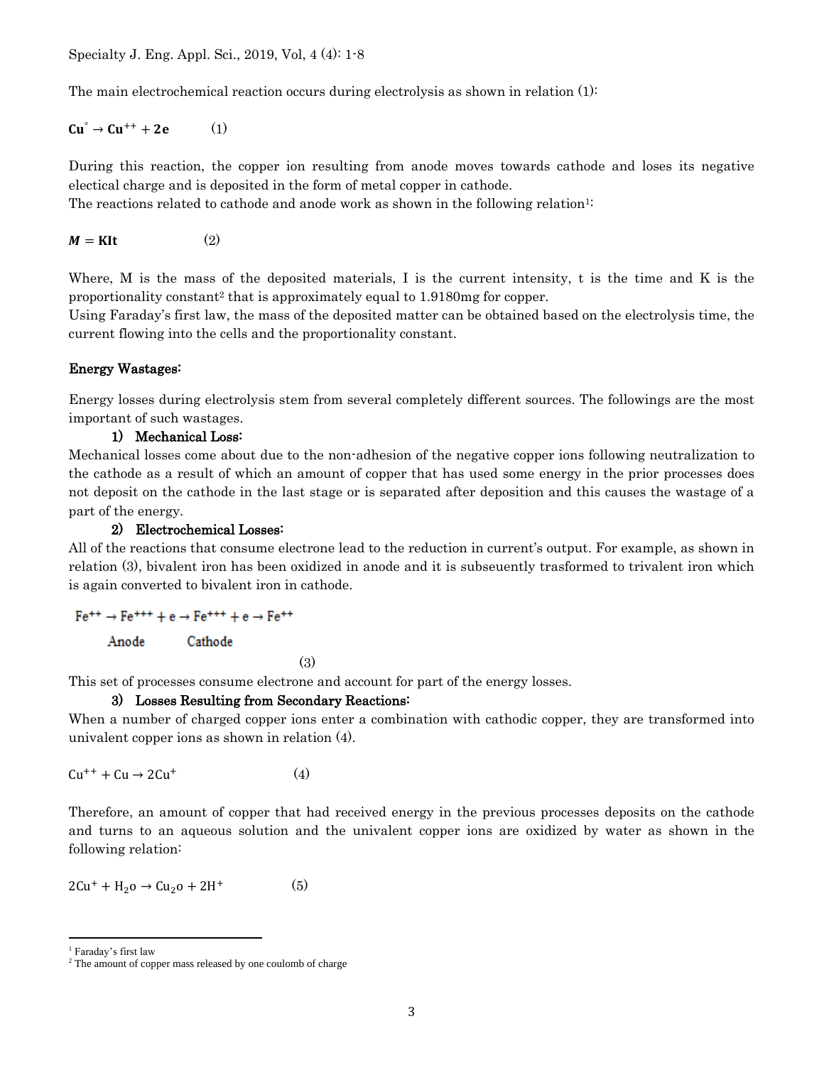The main electrochemical reaction occurs during electrolysis as shown in relation (1):

$$\mathbf{Cu^{\circ} \rightarrow Cu^{++} + 2e} \qquad (1)$$

During this reaction, the copper ion resulting from anode moves towards cathode and loses its negative electical charge and is deposited in the form of metal copper in cathode.
The reactions related to cathode and anode work as shown in the following relation[1]:

$$\boldsymbol{M} = \mathbf{KIt} \qquad (2)$$

Where, M is the mass of the deposited materials, I is the current intensity, t is the time and K is the proportionality constant[2] that is approximately equal to 1.9180mg for copper.
Using Faraday's first law, the mass of the deposited matter can be obtained based on the electrolysis time, the current flowing into the cells and the proportionality constant.

**Energy Wastages:**

Energy losses during electrolysis stem from several completely different sources. The followings are the most important of such wastages.

**1) Mechanical Loss:**

Mechanical losses come about due to the non-adhesion of the negative copper ions following neutralization to the cathode as a result of which an amount of copper that has used some energy in the prior processes does not deposit on the cathode in the last stage or is separated after deposition and this causes the wastage of a part of the energy.

**2) Electrochemical Losses:**

All of the reactions that consume electrone lead to the reduction in current's output. For example, as shown in relation (3), bivalent iron has been oxidized in anode and it is subseuently trasformed to trivalent iron which is again converted to bivalent iron in cathode.

$$\underset{\text{Anode}}{Fe^{++} \rightarrow Fe^{+++} + e} \rightarrow \underset{\text{Cathode}}{Fe^{+++} + e \rightarrow Fe^{++}} \qquad (3)$$

This set of processes consume electrone and account for part of the energy losses.

**3) Losses Resulting from Secondary Reactions:**

When a number of charged copper ions enter a combination with cathodic copper, they are transformed into univalent copper ions as shown in relation (4).

$$Cu^{++} + Cu \rightarrow 2Cu^{+} \qquad (4)$$

Therefore, an amount of copper that had received energy in the previous processes deposits on the cathode and turns to an aqueous solution and the univalent copper ions are oxidized by water as shown in the following relation:

$$2Cu^{+} + H_2o \rightarrow Cu_2o + 2H^{+} \qquad (5)$$

---

[1] Faraday's first law

[2] The amount of copper mass released by one coulomb of charge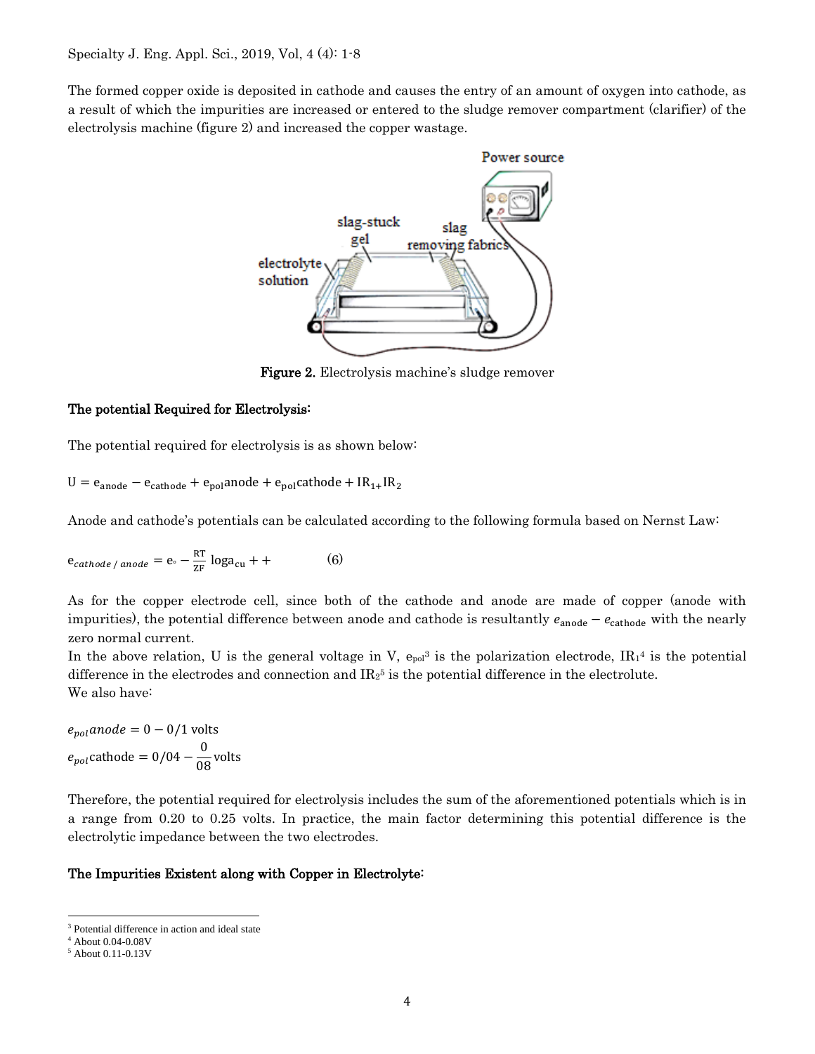The formed copper oxide is deposited in cathode and causes the entry of an amount of oxygen into cathode, as a result of which the impurities are increased or entered to the sludge remover compartment (clarifier) of the electrolysis machine (figure 2) and increased the copper wastage.

**Figure 2.** Electrolysis machine's sludge remover

### The potential Required for Electrolysis:

The potential required for electrolysis is as shown below:

$$U = e_{anode} - e_{cathode} + e_{pol}anode + e_{pol}cathode + IR_{1+}IR_2$$

Anode and cathode's potentials can be calculated according to the following formula based on Nernst Law:

$$e_{cathode\,/\,anode} = e_{\circ} - \frac{RT}{ZF} \log a_{cu} + + \qquad (6)$$

As for the copper electrode cell, since both of the cathode and anode are made of copper (anode with impurities), the potential difference between anode and cathode is resultantly $e_{anode} - e_{cathode}$ with the nearly zero normal current.

In the above relation, U is the general voltage in V, $e_{pol}$[3] is the polarization electrode, $IR_1$[4] is the potential difference in the electrodes and connection and $IR_2$[5] is the potential difference in the electrolute.

We also have:

$$e_{pol}anode = 0 - 0/1 \text{ volts}$$

$$e_{pol}\text{cathode} = 0/04 - \frac{0}{08}\text{volts}$$

Therefore, the potential required for electrolysis includes the sum of the aforementioned potentials which is in a range from 0.20 to 0.25 volts. In practice, the main factor determining this potential difference is the electrolytic impedance between the two electrodes.

### The Impurities Existent along with Copper in Electrolyte:

---

[3] Potential difference in action and ideal state

[4] About 0.04-0.08V

[5] About 0.11-0.13V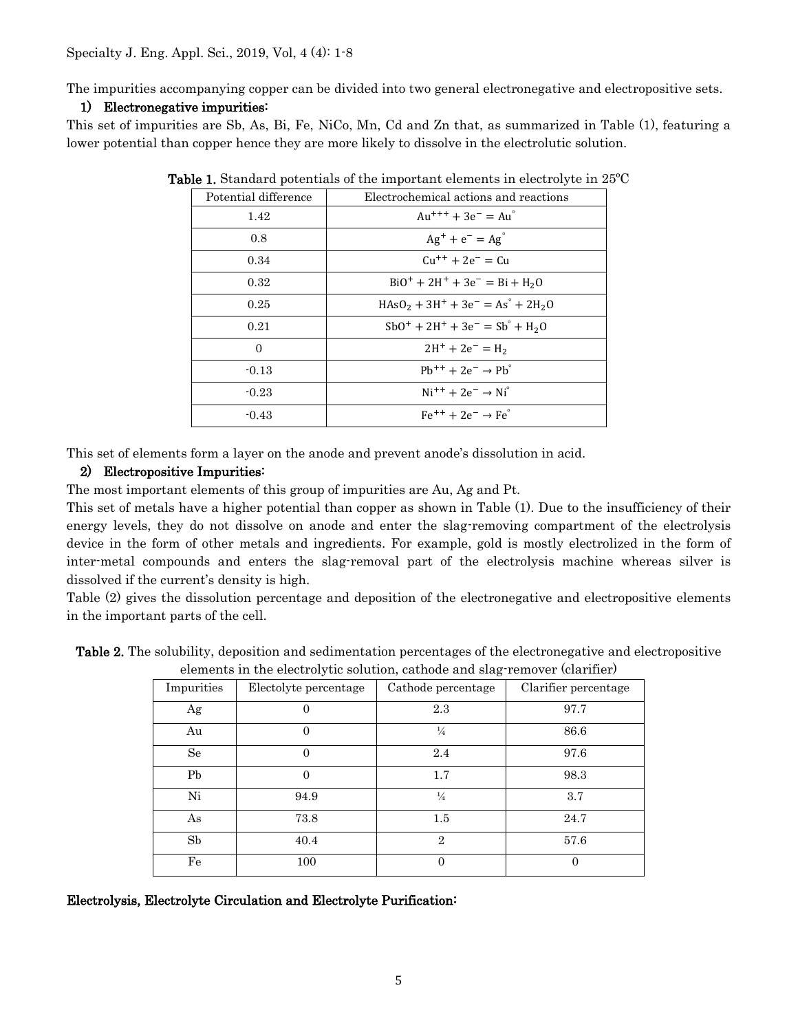The impurities accompanying copper can be divided into two general electronegative and electropositive sets.

### 1) Electronegative impurities:

This set of impurities are Sb, As, Bi, Fe, NiCo, Mn, Cd and Zn that, as summarized in Table (1), featuring a lower potential than copper hence they are more likely to dissolve in the electrolutic solution.

**Table 1.** Standard potentials of the important elements in electrolyte in 25ºC

| Potential difference | Electrochemical actions and reactions |
|---|---|
| 1.42 | $Au^{+++} + 3e^{-} = Au^{\circ}$ |
| 0.8 | $Ag^{+} + e^{-} = Ag^{\circ}$ |
| 0.34 | $Cu^{++} + 2e^{-} = Cu$ |
| 0.32 | $BiO^{+} + 2H^{+} + 3e^{-} = Bi + H_2O$ |
| 0.25 | $HAsO_2 + 3H^{+} + 3e^{-} = As^{\circ} + 2H_2O$ |
| 0.21 | $SbO^{+} + 2H^{+} + 3e^{-} = Sb^{\circ} + H_2O$ |
| 0 | $2H^{+} + 2e^{-} = H_2$ |
| -0.13 | $Pb^{++} + 2e^{-} \rightarrow Pb^{\circ}$ |
| -0.23 | $Ni^{++} + 2e^{-} \rightarrow Ni^{\circ}$ |
| -0.43 | $Fe^{++} + 2e^{-} \rightarrow Fe^{\circ}$ |

This set of elements form a layer on the anode and prevent anode's dissolution in acid.

### 2) Electropositive Impurities:

The most important elements of this group of impurities are Au, Ag and Pt.

This set of metals have a higher potential than copper as shown in Table (1). Due to the insufficiency of their energy levels, they do not dissolve on anode and enter the slag-removing compartment of the electrolysis device in the form of other metals and ingredients. For example, gold is mostly electrolized in the form of inter-metal compounds and enters the slag-removal part of the electrolysis machine whereas silver is dissolved if the current's density is high.

Table (2) gives the dissolution percentage and deposition of the electronegative and electropositive elements in the important parts of the cell.

**Table 2.** The solubility, deposition and sedimentation percentages of the electronegative and electropositive elements in the electrolytic solution, cathode and slag-remover (clarifier)

| Impurities | Electolyte percentage | Cathode percentage | Clarifier percentage |
|---|---|---|---|
| Ag | 0 | 2.3 | 97.7 |
| Au | 0 | ¼ | 86.6 |
| Se | 0 | 2.4 | 97.6 |
| Pb | 0 | 1.7 | 98.3 |
| Ni | 94.9 | ¼ | 3.7 |
| As | 73.8 | 1.5 | 24.7 |
| Sb | 40.4 | 2 | 57.6 |
| Fe | 100 | 0 | 0 |

**Electrolysis, Electrolyte Circulation and Electrolyte Purification:**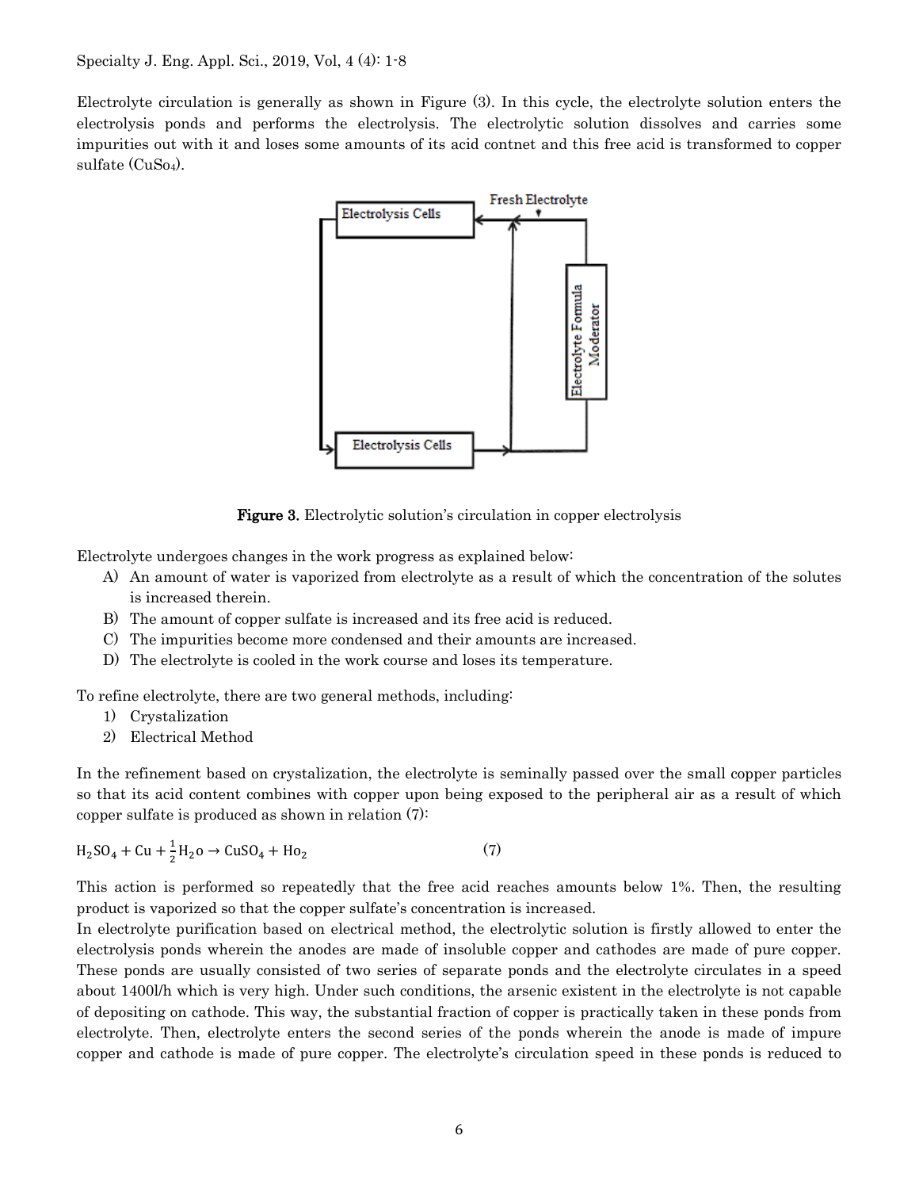Electrolyte circulation is generally as shown in Figure (3). In this cycle, the electrolyte solution enters the electrolysis ponds and performs the electrolysis. The electrolytic solution dissolves and carries some impurities out with it and loses some amounts of its acid contnet and this free acid is transformed to copper sulfate ($CuSo_4$).

Figure 3. Electrolytic solution's circulation in copper electrolysis

Electrolyte undergoes changes in the work progress as explained below:

A) An amount of water is vaporized from electrolyte as a result of which the concentration of the solutes is increased therein.
B) The amount of copper sulfate is increased and its free acid is reduced.
C) The impurities become more condensed and their amounts are increased.
D) The electrolyte is cooled in the work course and loses its temperature.

To refine electrolyte, there are two general methods, including:

1) Crystalization
2) Electrical Method

In the refinement based on crystalization, the electrolyte is seminally passed over the small copper particles so that its acid content combines with copper upon being exposed to the peripheral air as a result of which copper sulfate is produced as shown in relation (7):

$$H_2SO_4 + Cu + \frac{1}{2}H_2o \rightarrow CuSO_4 + Ho_2 \qquad (7)$$

This action is performed so repeatedly that the free acid reaches amounts below 1%. Then, the resulting product is vaporized so that the copper sulfate's concentration is increased.

In electrolyte purification based on electrical method, the electrolytic solution is firstly allowed to enter the electrolysis ponds wherein the anodes are made of insoluble copper and cathodes are made of pure copper. These ponds are usually consisted of two series of separate ponds and the electrolyte circulates in a speed about 1400l/h which is very high. Under such conditions, the arsenic existent in the electrolyte is not capable of depositing on cathode. This way, the substantial fraction of copper is practically taken in these ponds from electrolyte. Then, electrolyte enters the second series of the ponds wherein the anode is made of impure copper and cathode is made of pure copper. The electrolyte's circulation speed in these ponds is reduced to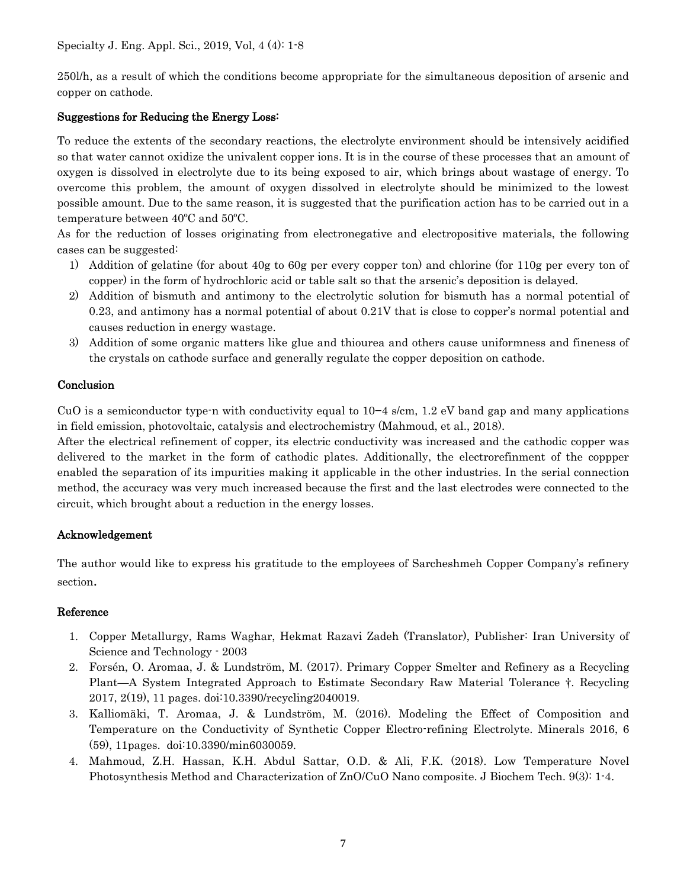250l/h, as a result of which the conditions become appropriate for the simultaneous deposition of arsenic and copper on cathode.

## Suggestions for Reducing the Energy Loss:

To reduce the extents of the secondary reactions, the electrolyte environment should be intensively acidified so that water cannot oxidize the univalent copper ions. It is in the course of these processes that an amount of oxygen is dissolved in electrolyte due to its being exposed to air, which brings about wastage of energy. To overcome this problem, the amount of oxygen dissolved in electrolyte should be minimized to the lowest possible amount. Due to the same reason, it is suggested that the purification action has to be carried out in a temperature between 40ºC and 50ºC.

As for the reduction of losses originating from electronegative and electropositive materials, the following cases can be suggested:

1) Addition of gelatine (for about 40g to 60g per every copper ton) and chlorine (for 110g per every ton of copper) in the form of hydrochloric acid or table salt so that the arsenic's deposition is delayed.
2) Addition of bismuth and antimony to the electrolytic solution for bismuth has a normal potential of 0.23, and antimony has a normal potential of about 0.21V that is close to copper's normal potential and causes reduction in energy wastage.
3) Addition of some organic matters like glue and thiourea and others cause uniformness and fineness of the crystals on cathode surface and generally regulate the copper deposition on cathode.

## Conclusion

CuO is a semiconductor type-n with conductivity equal to $10^{-4}$ s/cm, 1.2 eV band gap and many applications in field emission, photovoltaic, catalysis and electrochemistry (Mahmoud, et al., 2018).

After the electrical refinement of copper, its electric conductivity was increased and the cathodic copper was delivered to the market in the form of cathodic plates. Additionally, the electrorefinment of the coppper enabled the separation of its impurities making it applicable in the other industries. In the serial connection method, the accuracy was very much increased because the first and the last electrodes were connected to the circuit, which brought about a reduction in the energy losses.

## Acknowledgement

The author would like to express his gratitude to the employees of Sarcheshmeh Copper Company's refinery section.

## Reference

1. Copper Metallurgy, Rams Waghar, Hekmat Razavi Zadeh (Translator), Publisher: Iran University of Science and Technology - 2003
2. Forsén, O. Aromaa, J. & Lundström, M. (2017). Primary Copper Smelter and Refinery as a Recycling Plant—A System Integrated Approach to Estimate Secondary Raw Material Tolerance †. Recycling 2017, 2(19), 11 pages. doi:10.3390/recycling2040019.
3. Kalliomäki, T. Aromaa, J. & Lundström, M. (2016). Modeling the Effect of Composition and Temperature on the Conductivity of Synthetic Copper Electro-refining Electrolyte. Minerals 2016, 6 (59), 11pages. doi:10.3390/min6030059.
4. Mahmoud, Z.H. Hassan, K.H. Abdul Sattar, O.D. & Ali, F.K. (2018). Low Temperature Novel Photosynthesis Method and Characterization of ZnO/CuO Nano composite. J Biochem Tech. 9(3): 1-4.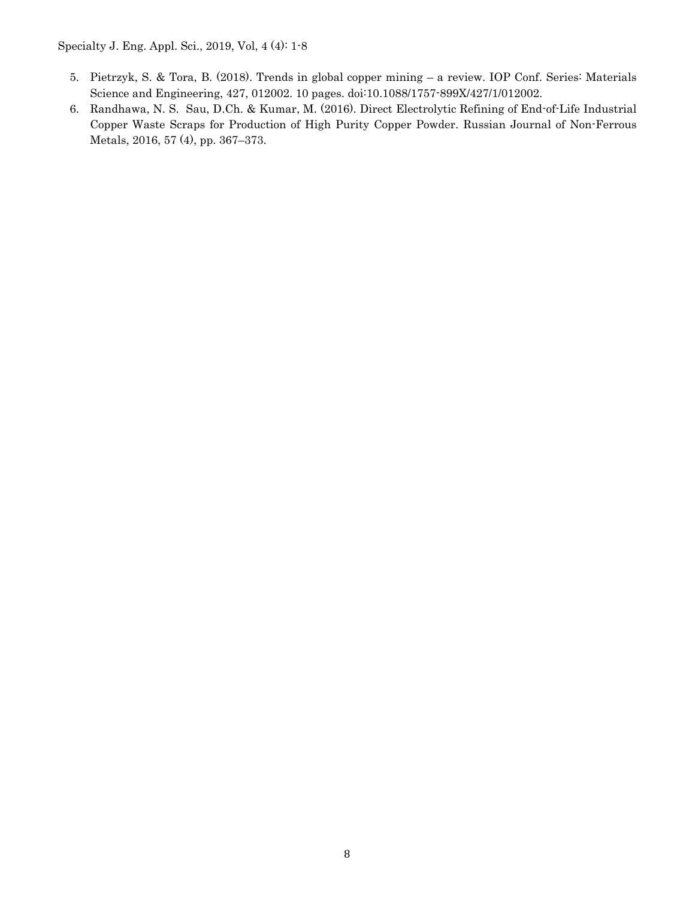5. Pietrzyk, S. & Tora, B. (2018). Trends in global copper mining – a review. IOP Conf. Series: Materials Science and Engineering, 427, 012002. 10 pages. doi:10.1088/1757-899X/427/1/012002.
6. Randhawa, N. S. Sau, D.Ch. & Kumar, M. (2016). Direct Electrolytic Refining of End-of-Life Industrial Copper Waste Scraps for Production of High Purity Copper Powder. Russian Journal of Non-Ferrous Metals, 2016, 57 (4), pp. 367–373.